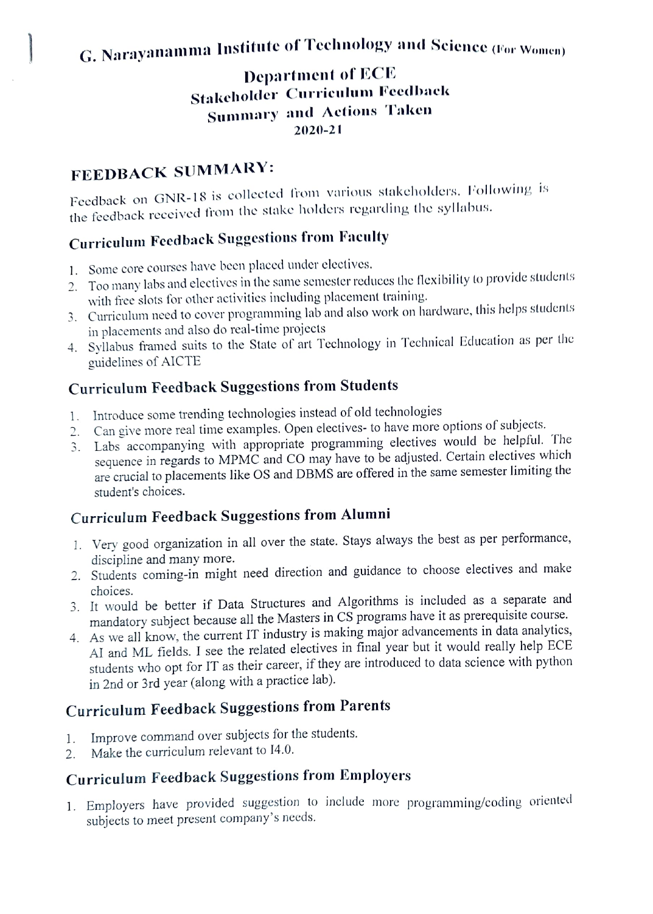# G. Narayanamma Institute of Technology and Science (For Women)

## Department of ECE
## Stakeholder Curriculum Feedback
## Summary and Actions Taken
## 2020-21

## FEEDBACK SUMMARY:

Feedback on GNR-18 is collected from various stakeholders. Following is the feedback received from the stake holders regarding the syllabus.

### Curriculum Feedback Suggestions from Faculty

1. Some core courses have been placed under electives.
2. Too many labs and electives in the same semester reduces the flexibility to provide students with free slots for other activities including placement training.
3. Curriculum need to cover programming lab and also work on hardware, this helps students in placements and also do real-time projects
4. Syllabus framed suits to the State of art Technology in Technical Education as per the guidelines of AICTE

### Curriculum Feedback Suggestions from Students

1. Introduce some trending technologies instead of old technologies
2. Can give more real time examples. Open electives- to have more options of subjects.
3. Labs accompanying with appropriate programming electives would be helpful. The sequence in regards to MPMC and CO may have to be adjusted. Certain electives which are crucial to placements like OS and DBMS are offered in the same semester limiting the student's choices.

### Curriculum Feedback Suggestions from Alumni

1. Very good organization in all over the state. Stays always the best as per performance, discipline and many more.
2. Students coming-in might need direction and guidance to choose electives and make choices.
3. It would be better if Data Structures and Algorithms is included as a separate and mandatory subject because all the Masters in CS programs have it as prerequisite course.
4. As we all know, the current IT industry is making major advancements in data analytics, AI and ML fields. I see the related electives in final year but it would really help ECE students who opt for IT as their career, if they are introduced to data science with python in 2nd or 3rd year (along with a practice lab).

### Curriculum Feedback Suggestions from Parents

1. Improve command over subjects for the students.
2. Make the curriculum relevant to I4.0.

### Curriculum Feedback Suggestions from Employers

1. Employers have provided suggestion to include more programming/coding oriented subjects to meet present company's needs.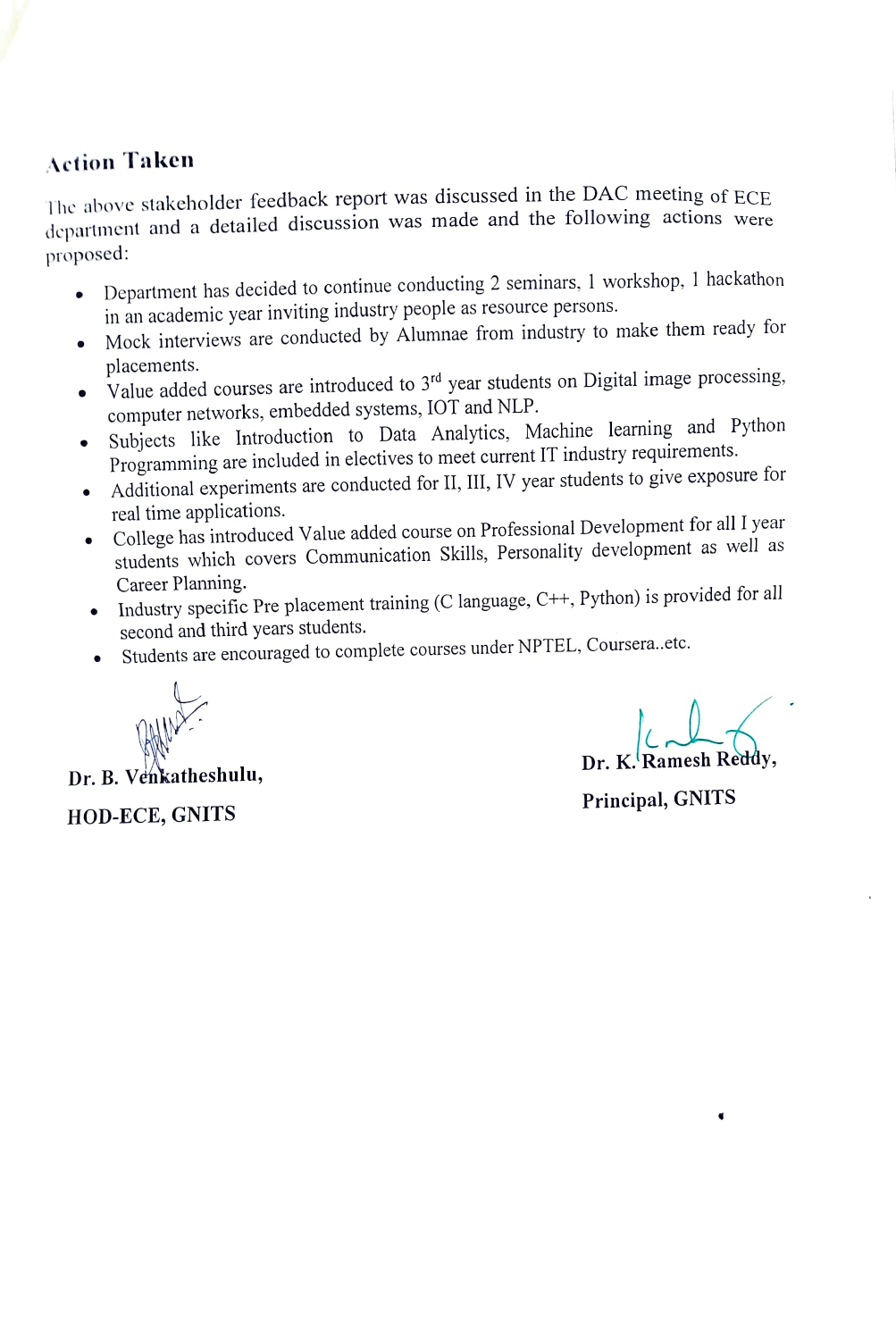## Action Taken

The above stakeholder feedback report was discussed in the DAC meeting of ECE department and a detailed discussion was made and the following actions were proposed:

- Department has decided to continue conducting 2 seminars, 1 workshop, 1 hackathon in an academic year inviting industry people as resource persons.
- Mock interviews are conducted by Alumnae from industry to make them ready for placements.
- Value added courses are introduced to 3rd year students on Digital image processing, computer networks, embedded systems, IOT and NLP.
- Subjects like Introduction to Data Analytics, Machine learning and Python Programming are included in electives to meet current IT industry requirements.
- Additional experiments are conducted for II, III, IV year students to give exposure for real time applications.
- College has introduced Value added course on Professional Development for all I year students which covers Communication Skills, Personality development as well as Career Planning.
- Industry specific Pre placement training (C language, C++, Python) is provided for all second and third years students.
- Students are encouraged to complete courses under NPTEL, Coursera..etc.

**Dr. B. Venkatheshulu,**
**HOD-ECE, GNITS**

**Dr. K. Ramesh Reddy,**
**Principal, GNITS**